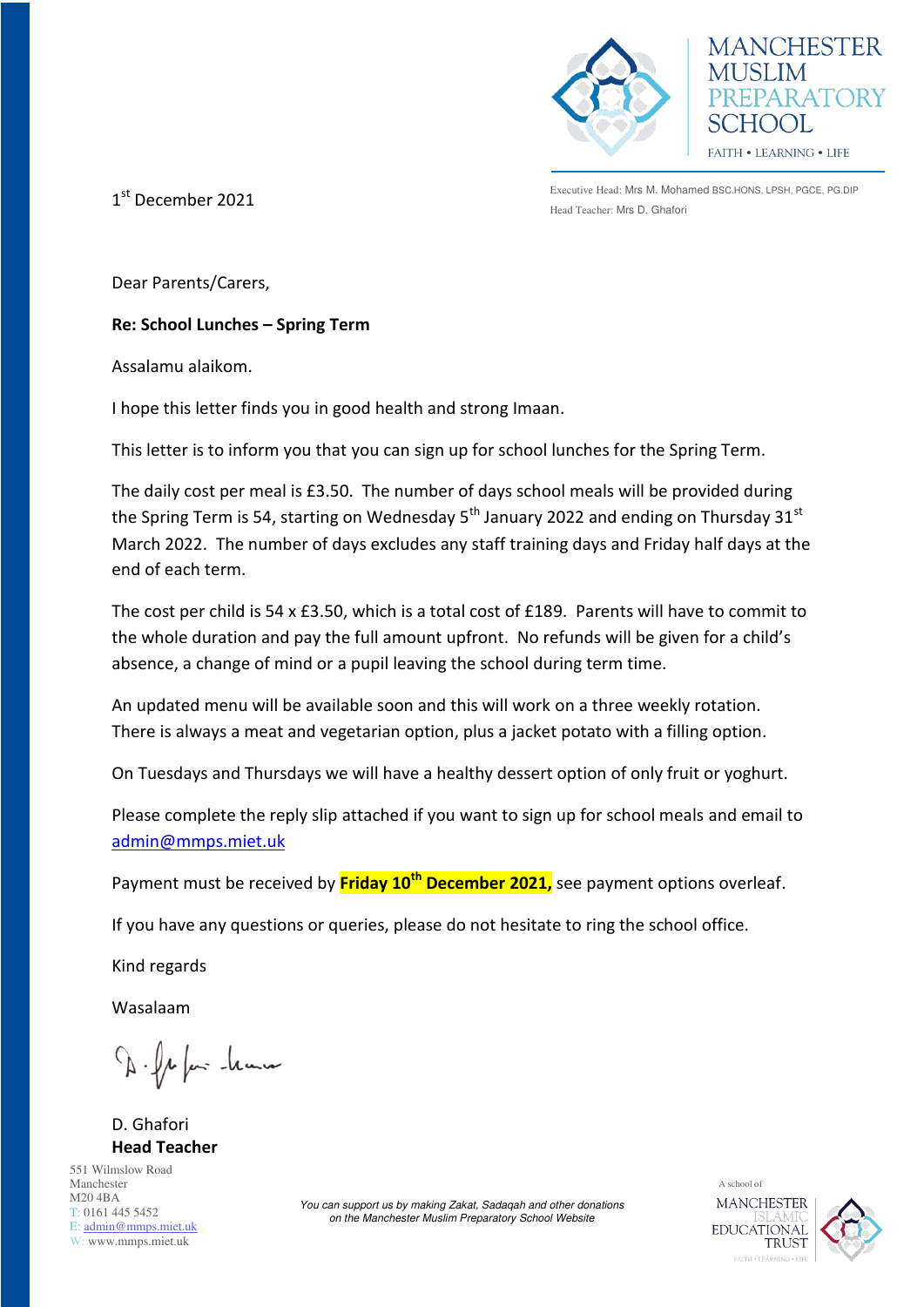# MANCHESTER MUSLIM PREPARATORY SCHOOL

FAITH • LEARNING • LIFE

Executive Head: Mrs M. Mohamed BSC.HONS, LPSH, PGCE, PG.DIP
Head Teacher: Mrs D. Ghafori

1st December 2021

Dear Parents/Carers,

**Re: School Lunches – Spring Term**

Assalamu alaikom.

I hope this letter finds you in good health and strong Imaan.

This letter is to inform you that you can sign up for school lunches for the Spring Term.

The daily cost per meal is £3.50. The number of days school meals will be provided during the Spring Term is 54, starting on Wednesday 5th January 2022 and ending on Thursday 31st March 2022. The number of days excludes any staff training days and Friday half days at the end of each term.

The cost per child is 54 x £3.50, which is a total cost of £189. Parents will have to commit to the whole duration and pay the full amount upfront. No refunds will be given for a child's absence, a change of mind or a pupil leaving the school during term time.

An updated menu will be available soon and this will work on a three weekly rotation. There is always a meat and vegetarian option, plus a jacket potato with a filling option.

On Tuesdays and Thursdays we will have a healthy dessert option of only fruit or yoghurt.

Please complete the reply slip attached if you want to sign up for school meals and email to admin@mmps.miet.uk

Payment must be received by **Friday 10th December 2021,** see payment options overleaf.

If you have any questions or queries, please do not hesitate to ring the school office.

Kind regards

Wasalaam

D. Ghafori
**Head Teacher**

551 Wilmslow Road
Manchester
M20 4BA
T: 0161 445 5452
E: admin@mmps.miet.uk
W: www.mmps.miet.uk

*You can support us by making Zakat, Sadaqah and other donations on the Manchester Muslim Preparatory School Website*

A school of MANCHESTER ISLAMIC EDUCATIONAL TRUST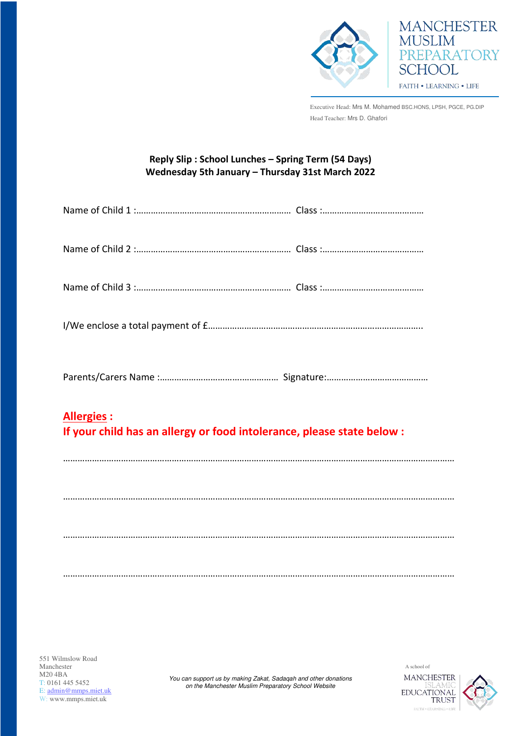MANCHESTER MUSLIM PREPARATORY SCHOOL

FAITH • LEARNING • LIFE

Executive Head: Mrs M. Mohamed BSC.HONS, LPSH, PGCE, PG.DIP

Head Teacher: Mrs D. Ghafori

**Reply Slip : School Lunches – Spring Term (54 Days)**
**Wednesday 5th January – Thursday 31st March 2022**

Name of Child 1 :……………………………………………………… Class :……………………………………

Name of Child 2 :……………………………………………………… Class :……………………………………

Name of Child 3 :……………………………………………………… Class :……………………………………

I/We enclose a total payment of £……………………………………………………………………………..

Parents/Carers Name :………………………………………… Signature:……………………………………

**Allergies :**
**If your child has an allergy or food intolerance, please state below :**

……………………………………………………………………………………………………………………………………

……………………………………………………………………………………………………………………………………

……………………………………………………………………………………………………………………………………

……………………………………………………………………………………………………………………………………

551 Wilmslow Road
Manchester
M20 4BA
T: 0161 445 5452
E: admin@mmps.miet.uk
W: www.mmps.miet.uk

*You can support us by making Zakat, Sadaqah and other donations on the Manchester Muslim Preparatory School Website*

A school of
MANCHESTER ISLAMIC EDUCATIONAL TRUST
FAITH • LEARNING • LIFE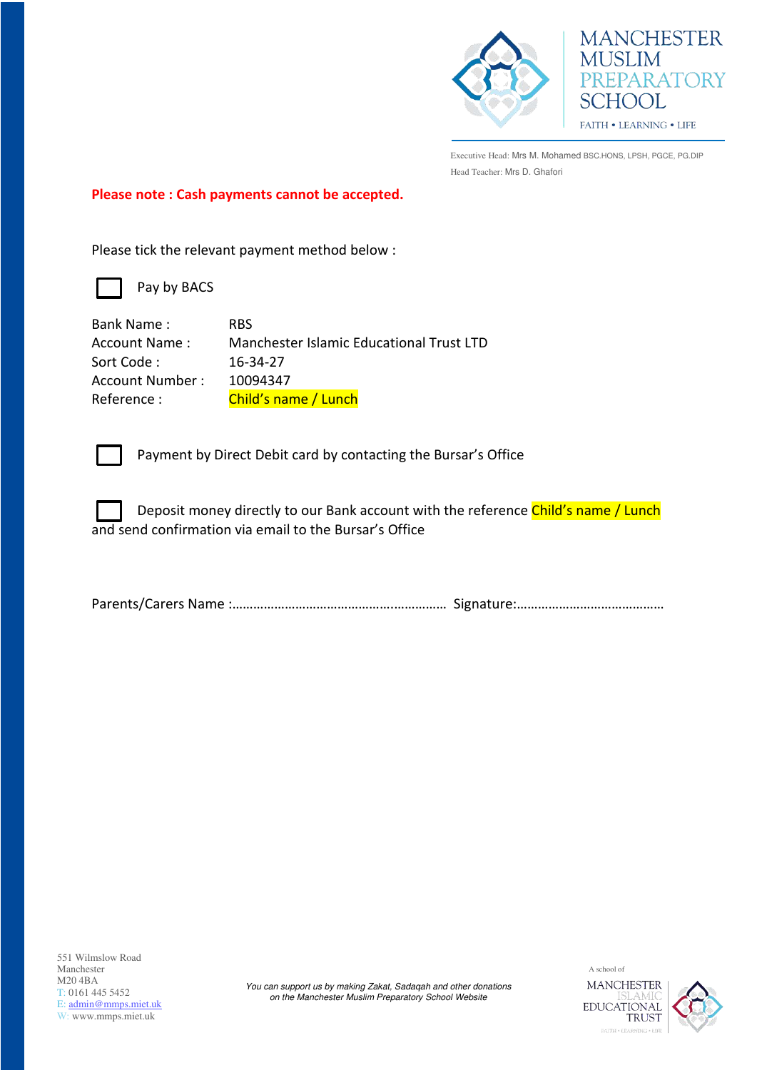MANCHESTER MUSLIM PREPARATORY SCHOOL

FAITH • LEARNING • LIFE

Executive Head: Mrs M. Mohamed BSC.HONS, LPSH, PGCE, PG.DIP

Head Teacher: Mrs D. Ghafori

**Please note : Cash payments cannot be accepted.**

Please tick the relevant payment method below :

☐ Pay by BACS

| | |
|---|---|
| Bank Name : | RBS |
| Account Name : | Manchester Islamic Educational Trust LTD |
| Sort Code : | 16-34-27 |
| Account Number : | 10094347 |
| Reference : | Child's name / Lunch |

☐ Payment by Direct Debit card by contacting the Bursar's Office

☐ Deposit money directly to our Bank account with the reference Child's name / Lunch and send confirmation via email to the Bursar's Office

Parents/Carers Name :…………………………………………………… Signature:……………………………………

551 Wilmslow Road
Manchester
M20 4BA
T: 0161 445 5452
E: admin@mmps.miet.uk
W: www.mmps.miet.uk

*You can support us by making Zakat, Sadaqah and other donations on the Manchester Muslim Preparatory School Website*

A school of MANCHESTER ISLAMIC EDUCATIONAL TRUST